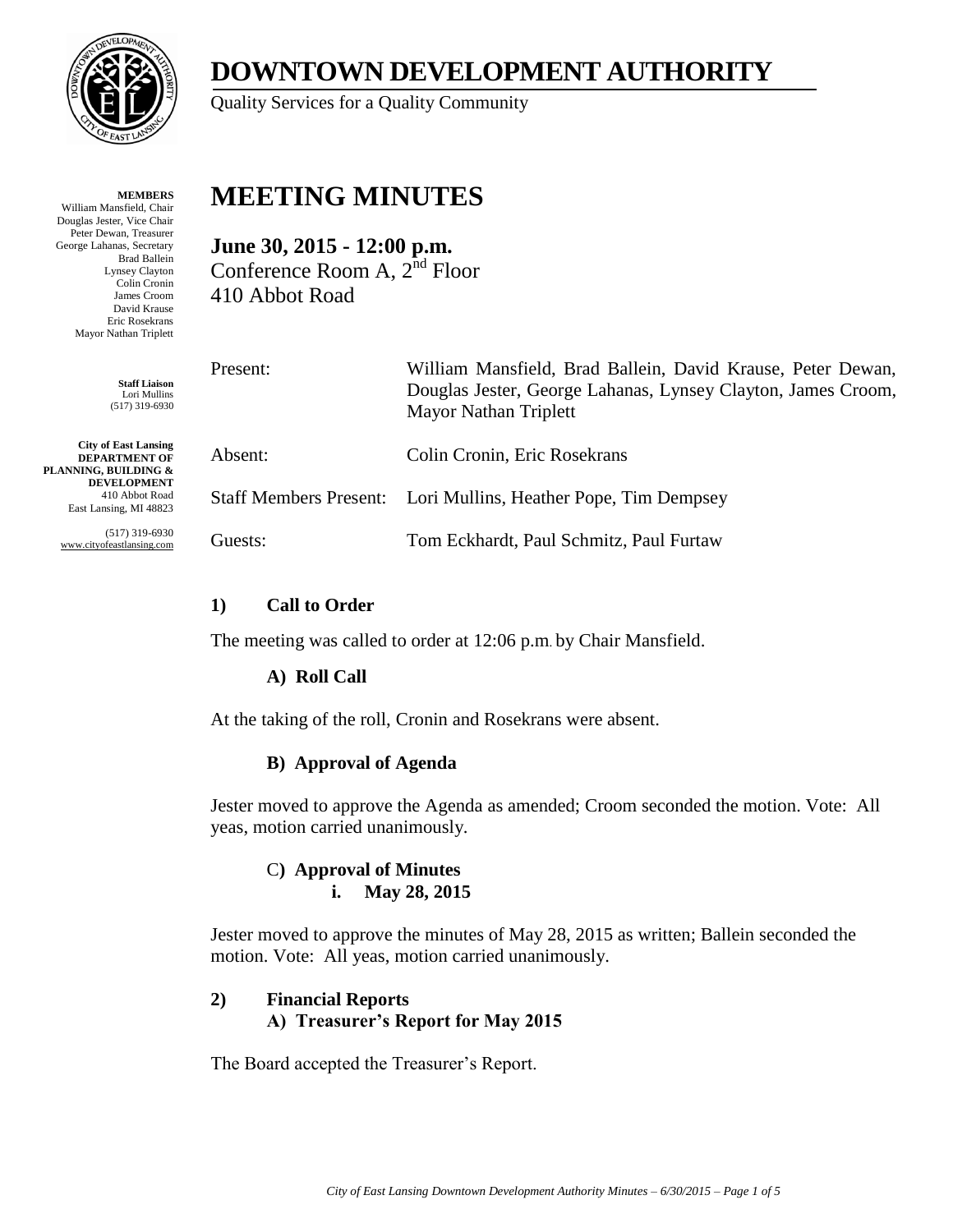# DOWNTOWN DEVELOPMENT AUTHORITY

Quality Services for a Quality Community

**MEMBERS**
William Mansfield, Chair
Douglas Jester, Vice Chair
Peter Dewan, Treasurer
George Lahanas, Secretary
Brad Ballein
Lynsey Clayton
Colin Cronin
James Croom
David Krause
Eric Rosekrans
Mayor Nathan Triplett

**Staff Liaison**
Lori Mullins
(517) 319-6930

**City of East Lansing**
**DEPARTMENT OF PLANNING, BUILDING & DEVELOPMENT**
410 Abbot Road
East Lansing, MI 48823

(517) 319-6930
www.cityofeastlansing.com

# MEETING MINUTES

**June 30, 2015 - 12:00 p.m.**
Conference Room A, 2nd Floor
410 Abbot Road

| | |
|---|---|
| Present: | William Mansfield, Brad Ballein, David Krause, Peter Dewan, Douglas Jester, George Lahanas, Lynsey Clayton, James Croom, Mayor Nathan Triplett |
| Absent: | Colin Cronin, Eric Rosekrans |
| Staff Members Present: | Lori Mullins, Heather Pope, Tim Dempsey |
| Guests: | Tom Eckhardt, Paul Schmitz, Paul Furtaw |

## 1) Call to Order

The meeting was called to order at 12:06 p.m. by Chair Mansfield.

### A) Roll Call

At the taking of the roll, Cronin and Rosekrans were absent.

### B) Approval of Agenda

Jester moved to approve the Agenda as amended; Croom seconded the motion. Vote: All yeas, motion carried unanimously.

### C) Approval of Minutes

**i. May 28, 2015**

Jester moved to approve the minutes of May 28, 2015 as written; Ballein seconded the motion. Vote: All yeas, motion carried unanimously.

## 2) Financial Reports

### A) Treasurer's Report for May 2015

The Board accepted the Treasurer's Report.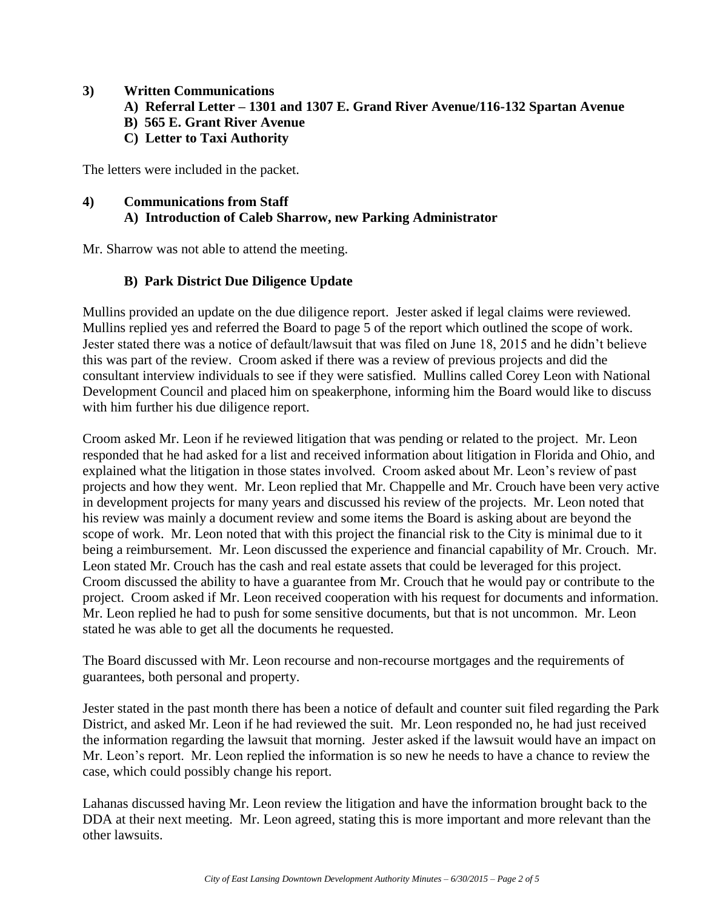**3) Written Communications**

**A) Referral Letter – 1301 and 1307 E. Grand River Avenue/116-132 Spartan Avenue**

**B) 565 E. Grant River Avenue**

**C) Letter to Taxi Authority**

The letters were included in the packet.

**4) Communications from Staff**

**A) Introduction of Caleb Sharrow, new Parking Administrator**

Mr. Sharrow was not able to attend the meeting.

**B) Park District Due Diligence Update**

Mullins provided an update on the due diligence report. Jester asked if legal claims were reviewed. Mullins replied yes and referred the Board to page 5 of the report which outlined the scope of work. Jester stated there was a notice of default/lawsuit that was filed on June 18, 2015 and he didn't believe this was part of the review. Croom asked if there was a review of previous projects and did the consultant interview individuals to see if they were satisfied. Mullins called Corey Leon with National Development Council and placed him on speakerphone, informing him the Board would like to discuss with him further his due diligence report.

Croom asked Mr. Leon if he reviewed litigation that was pending or related to the project. Mr. Leon responded that he had asked for a list and received information about litigation in Florida and Ohio, and explained what the litigation in those states involved. Croom asked about Mr. Leon's review of past projects and how they went. Mr. Leon replied that Mr. Chappelle and Mr. Crouch have been very active in development projects for many years and discussed his review of the projects. Mr. Leon noted that his review was mainly a document review and some items the Board is asking about are beyond the scope of work. Mr. Leon noted that with this project the financial risk to the City is minimal due to it being a reimbursement. Mr. Leon discussed the experience and financial capability of Mr. Crouch. Mr. Leon stated Mr. Crouch has the cash and real estate assets that could be leveraged for this project. Croom discussed the ability to have a guarantee from Mr. Crouch that he would pay or contribute to the project. Croom asked if Mr. Leon received cooperation with his request for documents and information. Mr. Leon replied he had to push for some sensitive documents, but that is not uncommon. Mr. Leon stated he was able to get all the documents he requested.

The Board discussed with Mr. Leon recourse and non-recourse mortgages and the requirements of guarantees, both personal and property.

Jester stated in the past month there has been a notice of default and counter suit filed regarding the Park District, and asked Mr. Leon if he had reviewed the suit. Mr. Leon responded no, he had just received the information regarding the lawsuit that morning. Jester asked if the lawsuit would have an impact on Mr. Leon's report. Mr. Leon replied the information is so new he needs to have a chance to review the case, which could possibly change his report.

Lahanas discussed having Mr. Leon review the litigation and have the information brought back to the DDA at their next meeting. Mr. Leon agreed, stating this is more important and more relevant than the other lawsuits.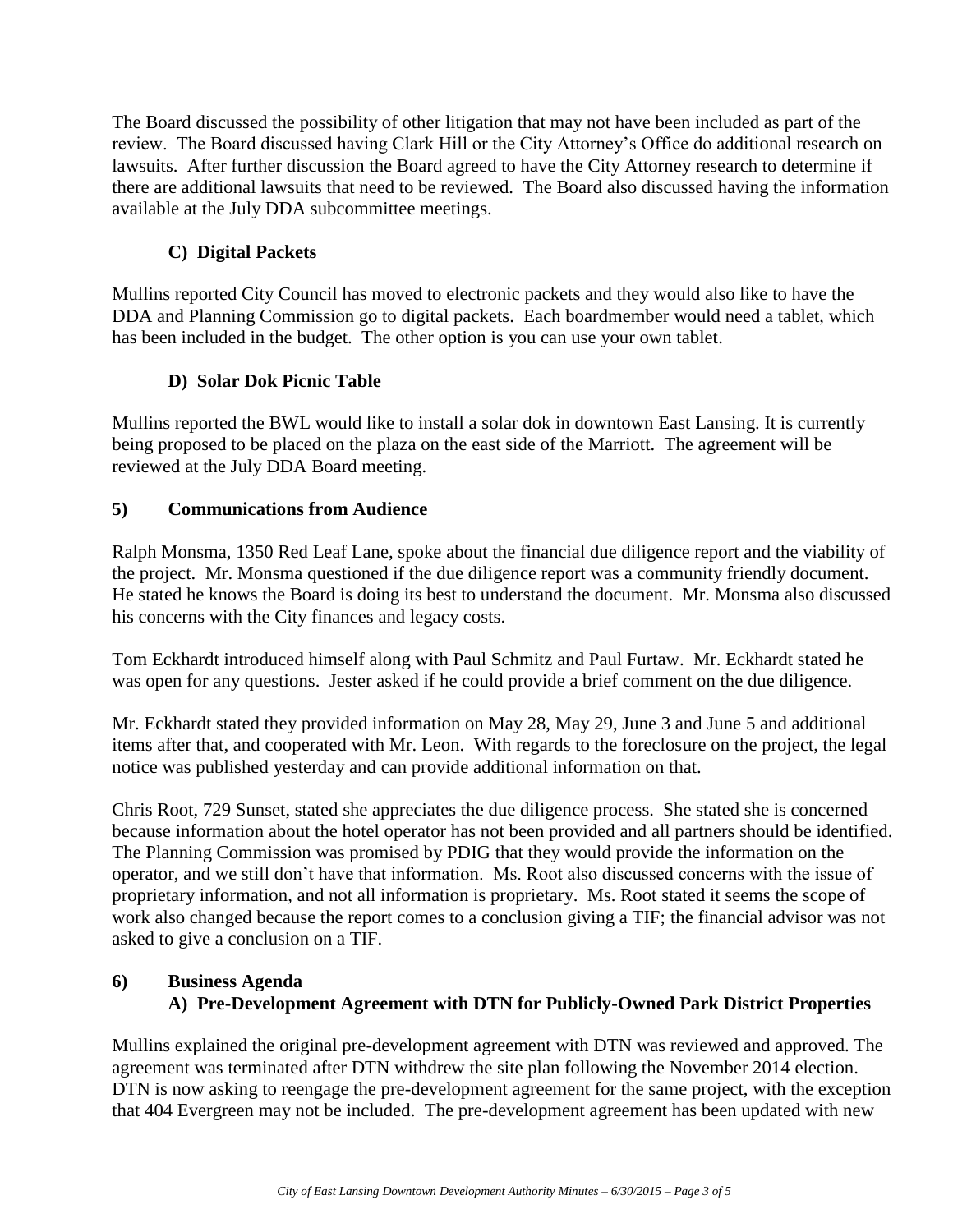The Board discussed the possibility of other litigation that may not have been included as part of the review. The Board discussed having Clark Hill or the City Attorney's Office do additional research on lawsuits. After further discussion the Board agreed to have the City Attorney research to determine if there are additional lawsuits that need to be reviewed. The Board also discussed having the information available at the July DDA subcommittee meetings.

### C) Digital Packets

Mullins reported City Council has moved to electronic packets and they would also like to have the DDA and Planning Commission go to digital packets. Each boardmember would need a tablet, which has been included in the budget. The other option is you can use your own tablet.

### D) Solar Dok Picnic Table

Mullins reported the BWL would like to install a solar dok in downtown East Lansing. It is currently being proposed to be placed on the plaza on the east side of the Marriott. The agreement will be reviewed at the July DDA Board meeting.

## 5) Communications from Audience

Ralph Monsma, 1350 Red Leaf Lane, spoke about the financial due diligence report and the viability of the project. Mr. Monsma questioned if the due diligence report was a community friendly document. He stated he knows the Board is doing its best to understand the document. Mr. Monsma also discussed his concerns with the City finances and legacy costs.

Tom Eckhardt introduced himself along with Paul Schmitz and Paul Furtaw. Mr. Eckhardt stated he was open for any questions. Jester asked if he could provide a brief comment on the due diligence.

Mr. Eckhardt stated they provided information on May 28, May 29, June 3 and June 5 and additional items after that, and cooperated with Mr. Leon. With regards to the foreclosure on the project, the legal notice was published yesterday and can provide additional information on that.

Chris Root, 729 Sunset, stated she appreciates the due diligence process. She stated she is concerned because information about the hotel operator has not been provided and all partners should be identified. The Planning Commission was promised by PDIG that they would provide the information on the operator, and we still don't have that information. Ms. Root also discussed concerns with the issue of proprietary information, and not all information is proprietary. Ms. Root stated it seems the scope of work also changed because the report comes to a conclusion giving a TIF; the financial advisor was not asked to give a conclusion on a TIF.

## 6) Business Agenda

### A) Pre-Development Agreement with DTN for Publicly-Owned Park District Properties

Mullins explained the original pre-development agreement with DTN was reviewed and approved. The agreement was terminated after DTN withdrew the site plan following the November 2014 election. DTN is now asking to reengage the pre-development agreement for the same project, with the exception that 404 Evergreen may not be included. The pre-development agreement has been updated with new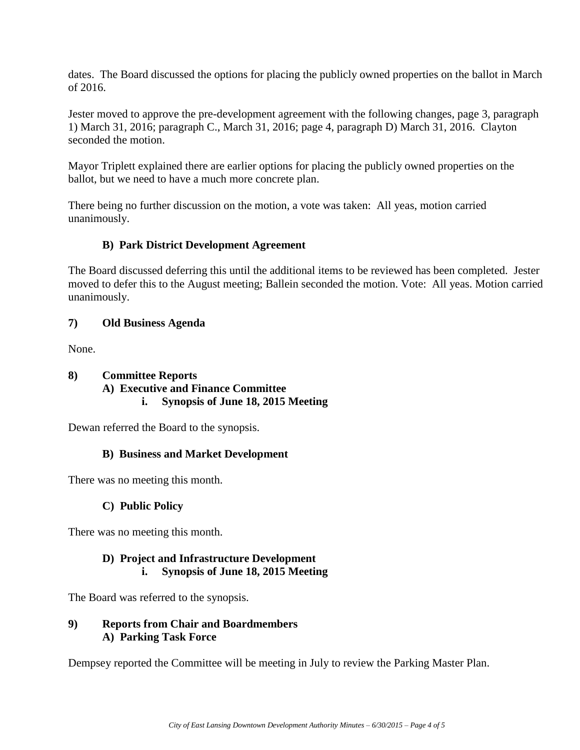dates. The Board discussed the options for placing the publicly owned properties on the ballot in March of 2016.

Jester moved to approve the pre-development agreement with the following changes, page 3, paragraph 1) March 31, 2016; paragraph C., March 31, 2016; page 4, paragraph D) March 31, 2016. Clayton seconded the motion.

Mayor Triplett explained there are earlier options for placing the publicly owned properties on the ballot, but we need to have a much more concrete plan.

There being no further discussion on the motion, a vote was taken: All yeas, motion carried unanimously.

**B) Park District Development Agreement**

The Board discussed deferring this until the additional items to be reviewed has been completed. Jester moved to defer this to the August meeting; Ballein seconded the motion. Vote: All yeas. Motion carried unanimously.

**7) Old Business Agenda**

None.

**8) Committee Reports**

**A) Executive and Finance Committee**

**i. Synopsis of June 18, 2015 Meeting**

Dewan referred the Board to the synopsis.

**B) Business and Market Development**

There was no meeting this month.

**C) Public Policy**

There was no meeting this month.

**D) Project and Infrastructure Development**

**i. Synopsis of June 18, 2015 Meeting**

The Board was referred to the synopsis.

**9) Reports from Chair and Boardmembers**

**A) Parking Task Force**

Dempsey reported the Committee will be meeting in July to review the Parking Master Plan.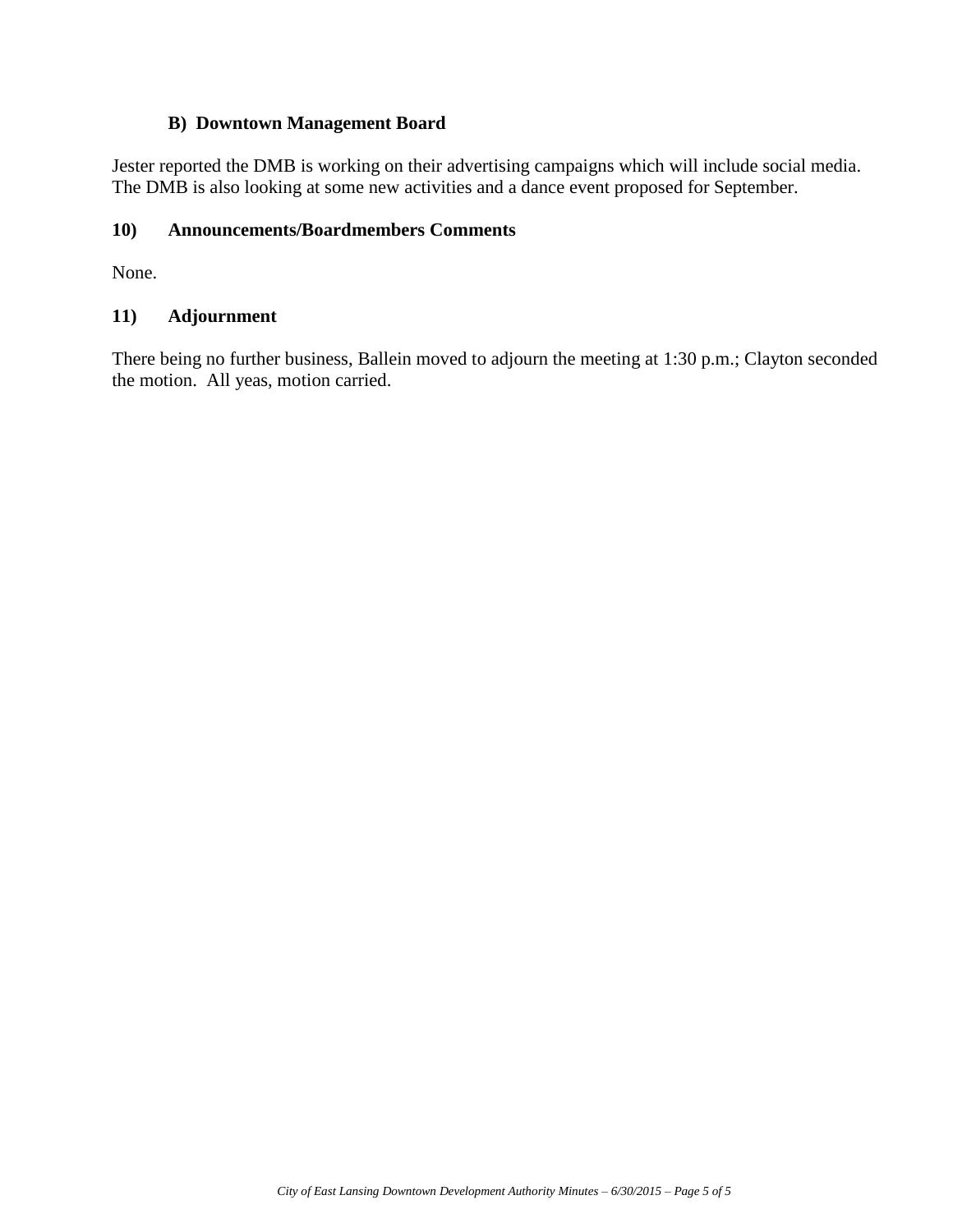**B) Downtown Management Board**

Jester reported the DMB is working on their advertising campaigns which will include social media. The DMB is also looking at some new activities and a dance event proposed for September.

**10) Announcements/Boardmembers Comments**

None.

**11) Adjournment**

There being no further business, Ballein moved to adjourn the meeting at 1:30 p.m.; Clayton seconded the motion. All yeas, motion carried.